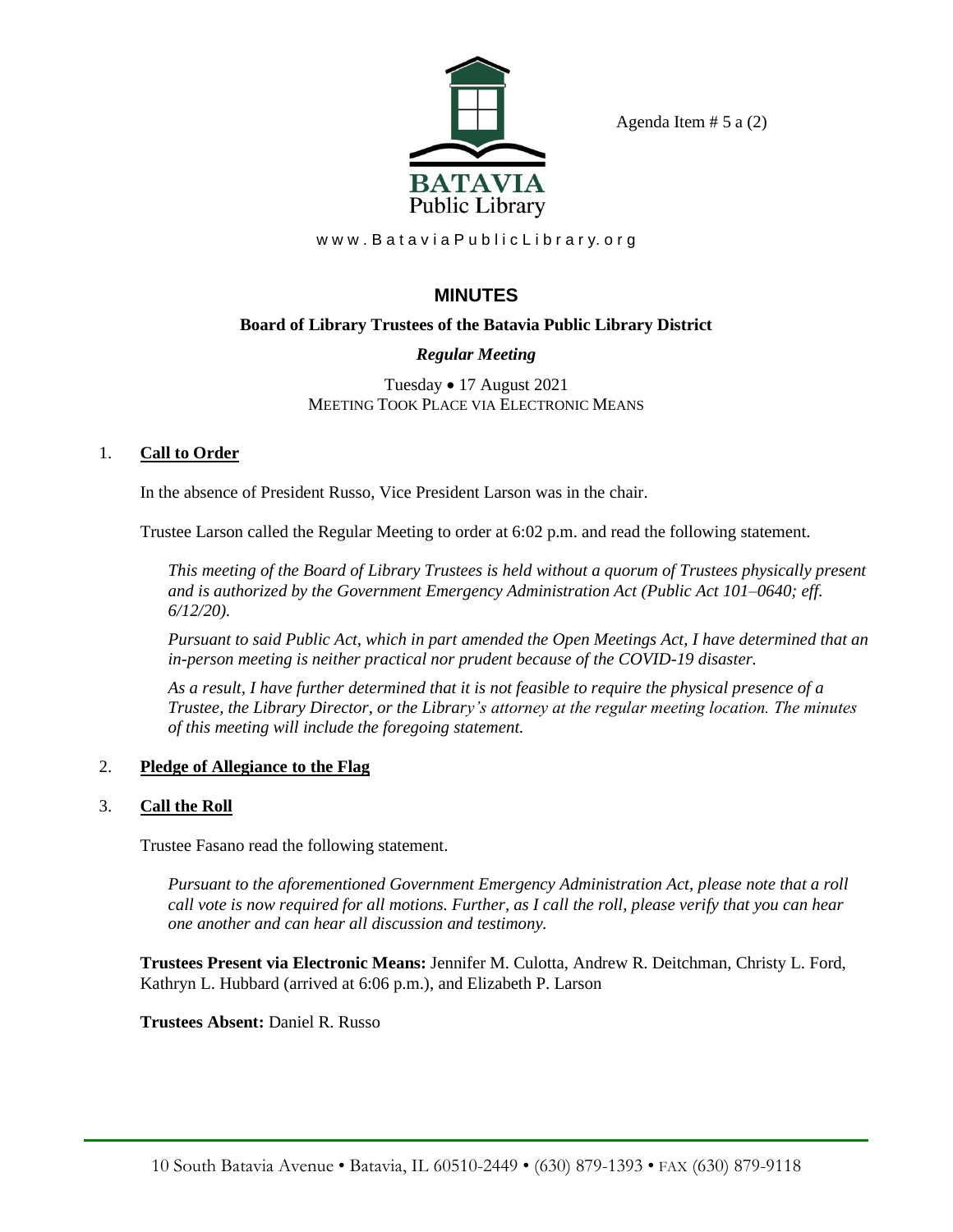Agenda Item # 5 a (2)

BATAVIA
Public Library

www.BataviaPublicLibrary.org

# MINUTES

## Board of Library Trustees of the Batavia Public Library District

### *Regular Meeting*

Tuesday • 17 August 2021
MEETING TOOK PLACE VIA ELECTRONIC MEANS

1. **Call to Order**

   In the absence of President Russo, Vice President Larson was in the chair.

   Trustee Larson called the Regular Meeting to order at 6:02 p.m. and read the following statement.

   *This meeting of the Board of Library Trustees is held without a quorum of Trustees physically present and is authorized by the Government Emergency Administration Act (Public Act 101–0640; eff. 6/12/20).*

   *Pursuant to said Public Act, which in part amended the Open Meetings Act, I have determined that an in-person meeting is neither practical nor prudent because of the COVID-19 disaster.*

   *As a result, I have further determined that it is not feasible to require the physical presence of a Trustee, the Library Director, or the Library's attorney at the regular meeting location. The minutes of this meeting will include the foregoing statement.*

2. **Pledge of Allegiance to the Flag**

3. **Call the Roll**

   Trustee Fasano read the following statement.

   *Pursuant to the aforementioned Government Emergency Administration Act, please note that a roll call vote is now required for all motions. Further, as I call the roll, please verify that you can hear one another and can hear all discussion and testimony.*

   **Trustees Present via Electronic Means:** Jennifer M. Culotta, Andrew R. Deitchman, Christy L. Ford, Kathryn L. Hubbard (arrived at 6:06 p.m.), and Elizabeth P. Larson

   **Trustees Absent:** Daniel R. Russo

10 South Batavia Avenue • Batavia, IL 60510-2449 • (630) 879-1393 • FAX (630) 879-9118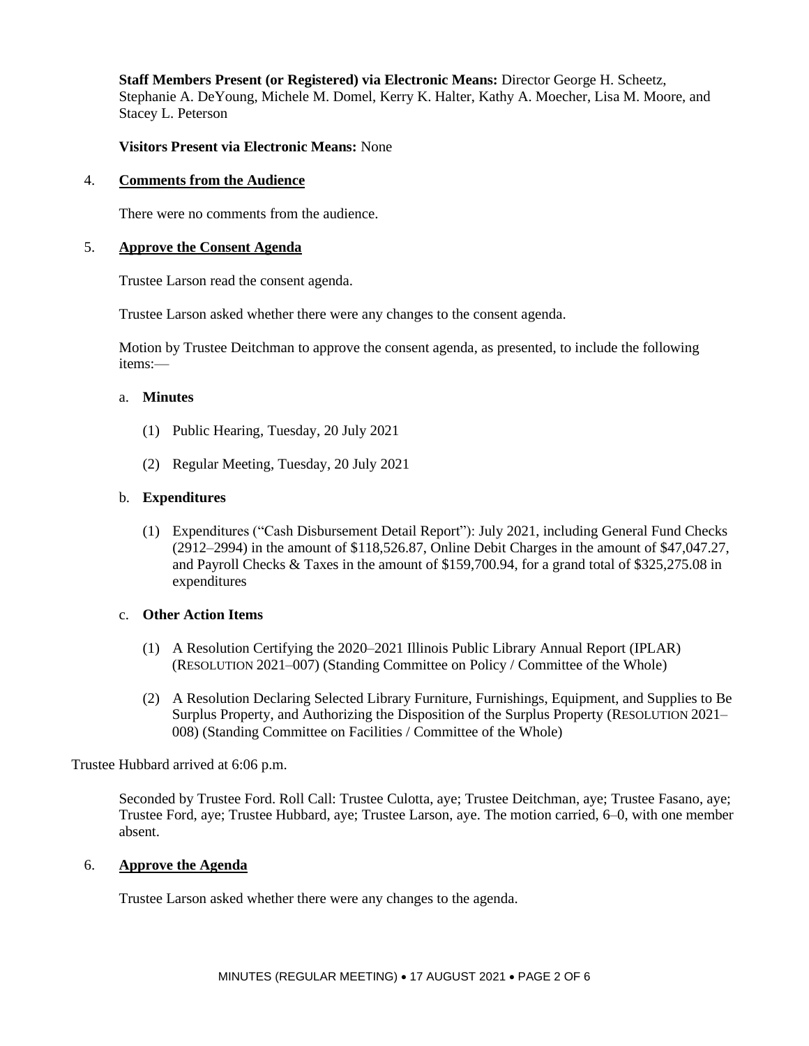**Staff Members Present (or Registered) via Electronic Means:** Director George H. Scheetz, Stephanie A. DeYoung, Michele M. Domel, Kerry K. Halter, Kathy A. Moecher, Lisa M. Moore, and Stacey L. Peterson

**Visitors Present via Electronic Means:** None

4. **Comments from the Audience**

   There were no comments from the audience.

5. **Approve the Consent Agenda**

   Trustee Larson read the consent agenda.

   Trustee Larson asked whether there were any changes to the consent agenda.

   Motion by Trustee Deitchman to approve the consent agenda, as presented, to include the following items:—

   a. **Minutes**

      (1) Public Hearing, Tuesday, 20 July 2021

      (2) Regular Meeting, Tuesday, 20 July 2021

   b. **Expenditures**

      (1) Expenditures ("Cash Disbursement Detail Report"): July 2021, including General Fund Checks (2912–2994) in the amount of $118,526.87, Online Debit Charges in the amount of $47,047.27, and Payroll Checks & Taxes in the amount of $159,700.94, for a grand total of $325,275.08 in expenditures

   c. **Other Action Items**

      (1) A Resolution Certifying the 2020–2021 Illinois Public Library Annual Report (IPLAR) (RESOLUTION 2021–007) (Standing Committee on Policy / Committee of the Whole)

      (2) A Resolution Declaring Selected Library Furniture, Furnishings, Equipment, and Supplies to Be Surplus Property, and Authorizing the Disposition of the Surplus Property (RESOLUTION 2021–008) (Standing Committee on Facilities / Committee of the Whole)

Trustee Hubbard arrived at 6:06 p.m.

   Seconded by Trustee Ford. Roll Call: Trustee Culotta, aye; Trustee Deitchman, aye; Trustee Fasano, aye; Trustee Ford, aye; Trustee Hubbard, aye; Trustee Larson, aye. The motion carried, 6–0, with one member absent.

6. **Approve the Agenda**

   Trustee Larson asked whether there were any changes to the agenda.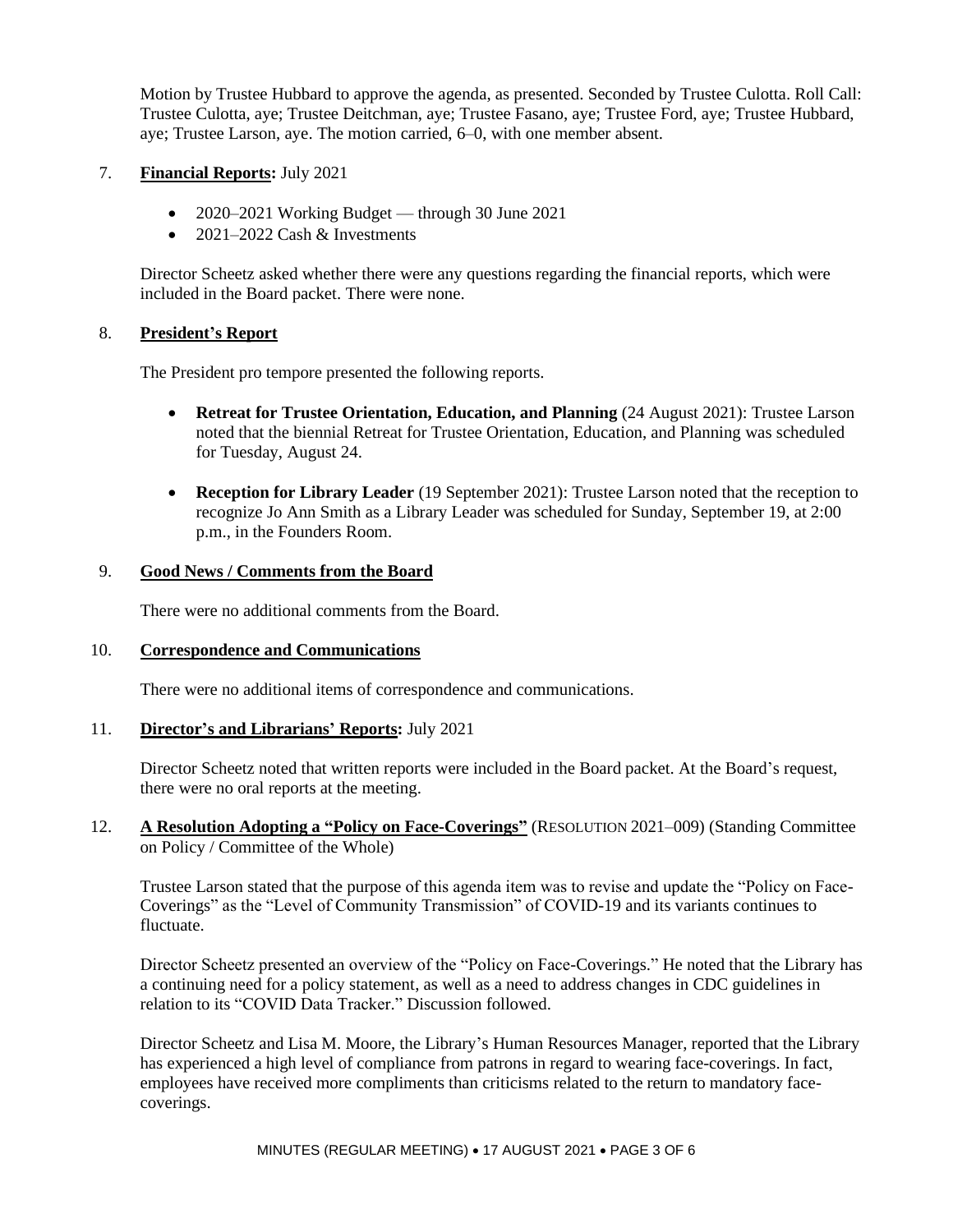Motion by Trustee Hubbard to approve the agenda, as presented. Seconded by Trustee Culotta. Roll Call: Trustee Culotta, aye; Trustee Deitchman, aye; Trustee Fasano, aye; Trustee Ford, aye; Trustee Hubbard, aye; Trustee Larson, aye. The motion carried, 6–0, with one member absent.

7. **Financial Reports:** July 2021

   - 2020–2021 Working Budget — through 30 June 2021
   - 2021–2022 Cash & Investments

   Director Scheetz asked whether there were any questions regarding the financial reports, which were included in the Board packet. There were none.

8. **President's Report**

   The President pro tempore presented the following reports.

   - **Retreat for Trustee Orientation, Education, and Planning** (24 August 2021): Trustee Larson noted that the biennial Retreat for Trustee Orientation, Education, and Planning was scheduled for Tuesday, August 24.
   - **Reception for Library Leader** (19 September 2021): Trustee Larson noted that the reception to recognize Jo Ann Smith as a Library Leader was scheduled for Sunday, September 19, at 2:00 p.m., in the Founders Room.

9. **Good News / Comments from the Board**

   There were no additional comments from the Board.

10. **Correspondence and Communications**

    There were no additional items of correspondence and communications.

11. **Director's and Librarians' Reports:** July 2021

    Director Scheetz noted that written reports were included in the Board packet. At the Board's request, there were no oral reports at the meeting.

12. **A Resolution Adopting a "Policy on Face-Coverings"** (RESOLUTION 2021–009) (Standing Committee on Policy / Committee of the Whole)

    Trustee Larson stated that the purpose of this agenda item was to revise and update the "Policy on Face-Coverings" as the "Level of Community Transmission" of COVID-19 and its variants continues to fluctuate.

    Director Scheetz presented an overview of the "Policy on Face-Coverings." He noted that the Library has a continuing need for a policy statement, as well as a need to address changes in CDC guidelines in relation to its "COVID Data Tracker." Discussion followed.

    Director Scheetz and Lisa M. Moore, the Library's Human Resources Manager, reported that the Library has experienced a high level of compliance from patrons in regard to wearing face-coverings. In fact, employees have received more compliments than criticisms related to the return to mandatory face-coverings.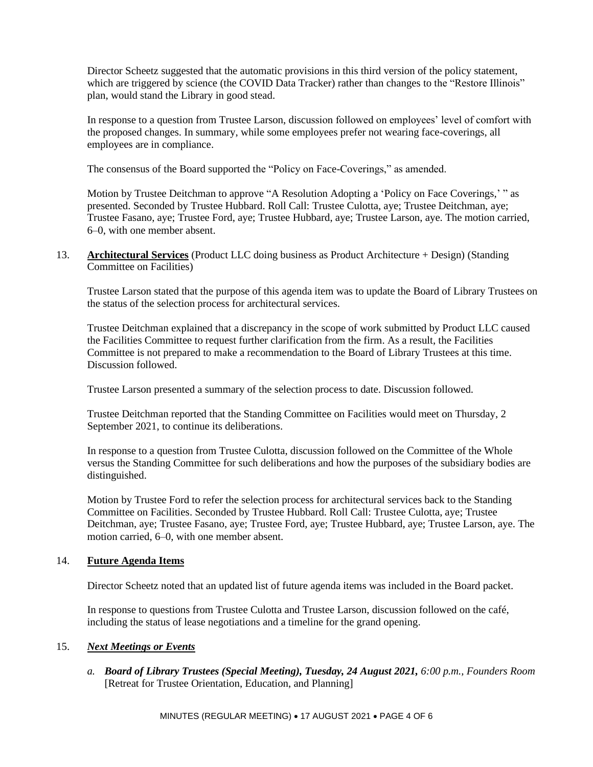Director Scheetz suggested that the automatic provisions in this third version of the policy statement, which are triggered by science (the COVID Data Tracker) rather than changes to the "Restore Illinois" plan, would stand the Library in good stead.

In response to a question from Trustee Larson, discussion followed on employees' level of comfort with the proposed changes. In summary, while some employees prefer not wearing face-coverings, all employees are in compliance.

The consensus of the Board supported the "Policy on Face-Coverings," as amended.

Motion by Trustee Deitchman to approve "A Resolution Adopting a 'Policy on Face Coverings,' " as presented. Seconded by Trustee Hubbard. Roll Call: Trustee Culotta, aye; Trustee Deitchman, aye; Trustee Fasano, aye; Trustee Ford, aye; Trustee Hubbard, aye; Trustee Larson, aye. The motion carried, 6–0, with one member absent.

13. **Architectural Services** (Product LLC doing business as Product Architecture + Design) (Standing Committee on Facilities)

Trustee Larson stated that the purpose of this agenda item was to update the Board of Library Trustees on the status of the selection process for architectural services.

Trustee Deitchman explained that a discrepancy in the scope of work submitted by Product LLC caused the Facilities Committee to request further clarification from the firm. As a result, the Facilities Committee is not prepared to make a recommendation to the Board of Library Trustees at this time. Discussion followed.

Trustee Larson presented a summary of the selection process to date. Discussion followed.

Trustee Deitchman reported that the Standing Committee on Facilities would meet on Thursday, 2 September 2021, to continue its deliberations.

In response to a question from Trustee Culotta, discussion followed on the Committee of the Whole versus the Standing Committee for such deliberations and how the purposes of the subsidiary bodies are distinguished.

Motion by Trustee Ford to refer the selection process for architectural services back to the Standing Committee on Facilities. Seconded by Trustee Hubbard. Roll Call: Trustee Culotta, aye; Trustee Deitchman, aye; Trustee Fasano, aye; Trustee Ford, aye; Trustee Hubbard, aye; Trustee Larson, aye. The motion carried, 6–0, with one member absent.

14. **Future Agenda Items**

Director Scheetz noted that an updated list of future agenda items was included in the Board packet.

In response to questions from Trustee Culotta and Trustee Larson, discussion followed on the café, including the status of lease negotiations and a timeline for the grand opening.

15. ***Next Meetings or Events***

*a.* ***Board of Library Trustees (Special Meeting), Tuesday, 24 August 2021,*** *6:00 p.m., Founders Room* [Retreat for Trustee Orientation, Education, and Planning]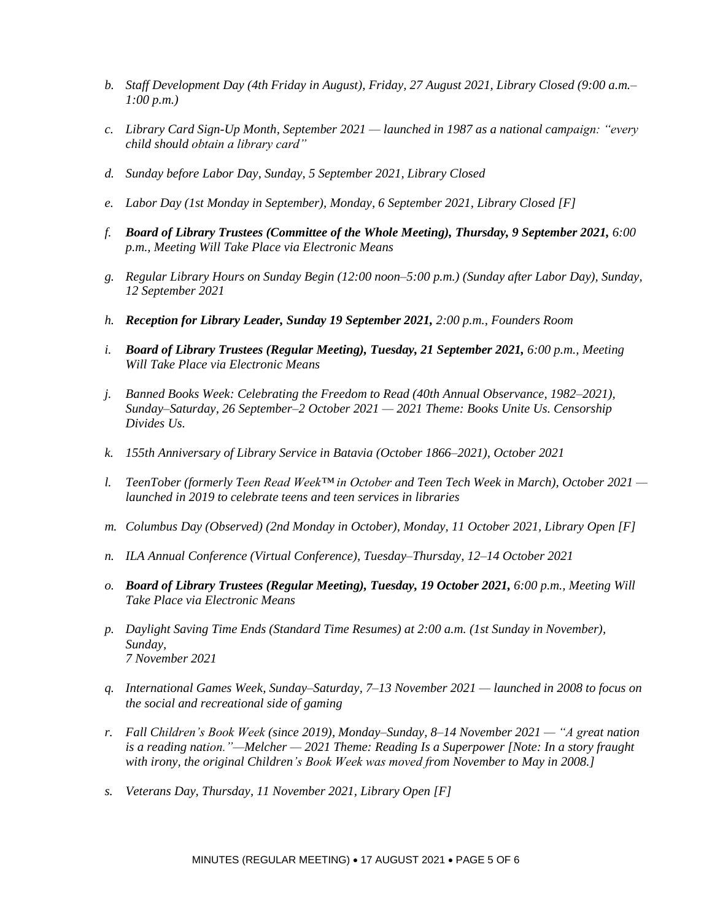- b. *Staff Development Day (4th Friday in August), Friday, 27 August 2021, Library Closed (9:00 a.m.–1:00 p.m.)*

- c. *Library Card Sign-Up Month, September 2021 — launched in 1987 as a national campaign: "every child should obtain a library card"*

- d. *Sunday before Labor Day, Sunday, 5 September 2021, Library Closed*

- e. *Labor Day (1st Monday in September), Monday, 6 September 2021, Library Closed [F]*

- f. ***Board of Library Trustees (Committee of the Whole Meeting), Thursday, 9 September 2021,** 6:00 p.m., Meeting Will Take Place via Electronic Means*

- g. *Regular Library Hours on Sunday Begin (12:00 noon–5:00 p.m.) (Sunday after Labor Day), Sunday, 12 September 2021*

- h. ***Reception for Library Leader, Sunday 19 September 2021,** 2:00 p.m., Founders Room*

- i. ***Board of Library Trustees (Regular Meeting), Tuesday, 21 September 2021,** 6:00 p.m., Meeting Will Take Place via Electronic Means*

- j. *Banned Books Week: Celebrating the Freedom to Read (40th Annual Observance, 1982–2021), Sunday–Saturday, 26 September–2 October 2021 — 2021 Theme: Books Unite Us. Censorship Divides Us.*

- k. *155th Anniversary of Library Service in Batavia (October 1866–2021), October 2021*

- l. *TeenTober (formerly Teen Read Week™ in October and Teen Tech Week in March), October 2021 — launched in 2019 to celebrate teens and teen services in libraries*

- m. *Columbus Day (Observed) (2nd Monday in October), Monday, 11 October 2021, Library Open [F]*

- n. *ILA Annual Conference (Virtual Conference), Tuesday–Thursday, 12–14 October 2021*

- o. ***Board of Library Trustees (Regular Meeting), Tuesday, 19 October 2021,** 6:00 p.m., Meeting Will Take Place via Electronic Means*

- p. *Daylight Saving Time Ends (Standard Time Resumes) at 2:00 a.m. (1st Sunday in November), Sunday, 7 November 2021*

- q. *International Games Week, Sunday–Saturday, 7–13 November 2021 — launched in 2008 to focus on the social and recreational side of gaming*

- r. *Fall Children's Book Week (since 2019), Monday–Sunday, 8–14 November 2021 — "A great nation is a reading nation."—Melcher — 2021 Theme: Reading Is a Superpower [Note: In a story fraught with irony, the original Children's Book Week was moved from November to May in 2008.]*

- s. *Veterans Day, Thursday, 11 November 2021, Library Open [F]*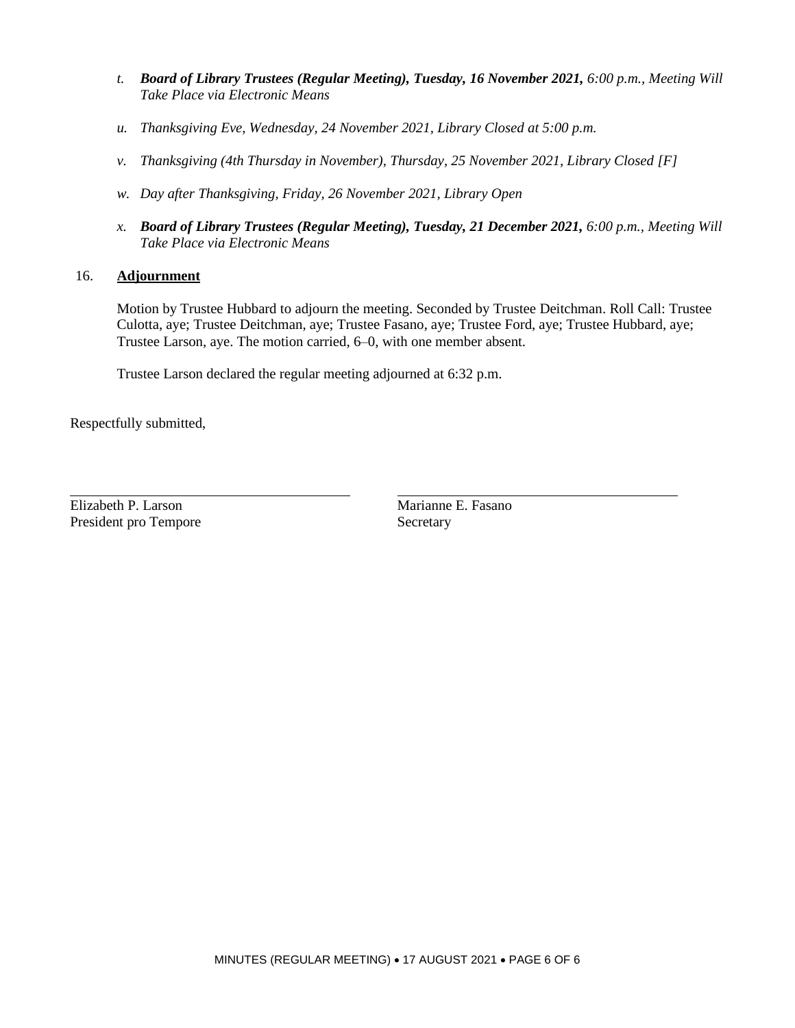- *t.* ***Board of Library Trustees (Regular Meeting), Tuesday, 16 November 2021,*** *6:00 p.m., Meeting Will Take Place via Electronic Means*
- *u.* *Thanksgiving Eve, Wednesday, 24 November 2021, Library Closed at 5:00 p.m.*
- *v.* *Thanksgiving (4th Thursday in November), Thursday, 25 November 2021, Library Closed [F]*
- *w.* *Day after Thanksgiving, Friday, 26 November 2021, Library Open*
- *x.* ***Board of Library Trustees (Regular Meeting), Tuesday, 21 December 2021,*** *6:00 p.m., Meeting Will Take Place via Electronic Means*

16. **Adjournment**

Motion by Trustee Hubbard to adjourn the meeting. Seconded by Trustee Deitchman. Roll Call: Trustee Culotta, aye; Trustee Deitchman, aye; Trustee Fasano, aye; Trustee Ford, aye; Trustee Hubbard, aye; Trustee Larson, aye. The motion carried, 6–0, with one member absent.

Trustee Larson declared the regular meeting adjourned at 6:32 p.m.

Respectfully submitted,

| | |
|---|---|
| Elizabeth P. Larson | Marianne E. Fasano |
| President pro Tempore | Secretary |